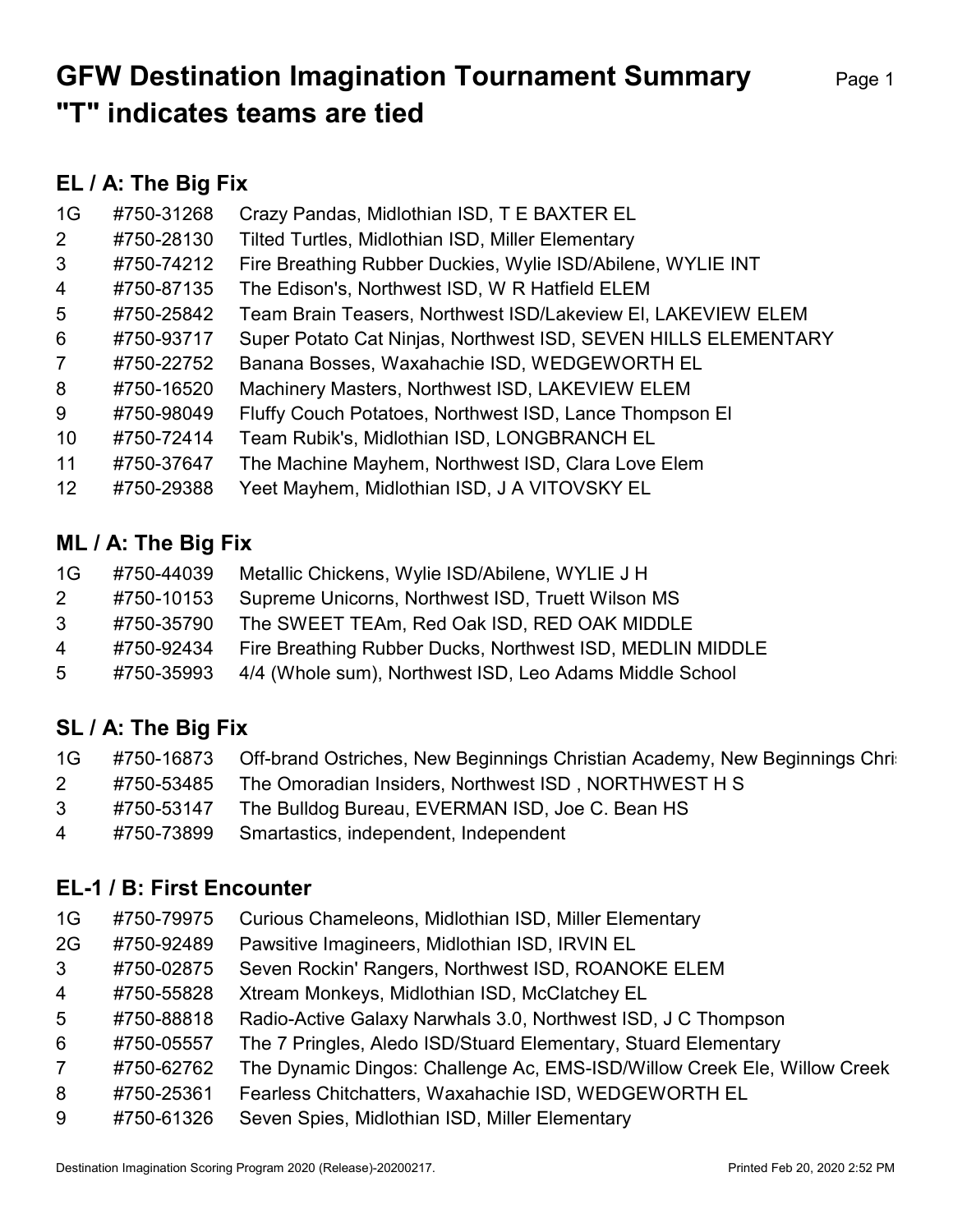# GFW Destination Imagination Tournament Summary
# "T" indicates teams are tied

## EL / A: The Big Fix

| | | |
|---|---|---|
| 1G | #750-31268 | Crazy Pandas, Midlothian ISD, T E BAXTER EL |
| 2 | #750-28130 | Tilted Turtles, Midlothian ISD, Miller Elementary |
| 3 | #750-74212 | Fire Breathing Rubber Duckies, Wylie ISD/Abilene, WYLIE INT |
| 4 | #750-87135 | The Edison's, Northwest ISD, W R Hatfield ELEM |
| 5 | #750-25842 | Team Brain Teasers, Northwest ISD/Lakeview El, LAKEVIEW ELEM |
| 6 | #750-93717 | Super Potato Cat Ninjas, Northwest ISD, SEVEN HILLS ELEMENTARY |
| 7 | #750-22752 | Banana Bosses, Waxahachie ISD, WEDGEWORTH EL |
| 8 | #750-16520 | Machinery Masters, Northwest ISD, LAKEVIEW ELEM |
| 9 | #750-98049 | Fluffy Couch Potatoes, Northwest ISD, Lance Thompson El |
| 10 | #750-72414 | Team Rubik's, Midlothian ISD, LONGBRANCH EL |
| 11 | #750-37647 | The Machine Mayhem, Northwest ISD, Clara Love Elem |
| 12 | #750-29388 | Yeet Mayhem, Midlothian ISD, J A VITOVSKY EL |

## ML / A: The Big Fix

| | | |
|---|---|---|
| 1G | #750-44039 | Metallic Chickens, Wylie ISD/Abilene, WYLIE J H |
| 2 | #750-10153 | Supreme Unicorns, Northwest ISD, Truett Wilson MS |
| 3 | #750-35790 | The SWEET TEAm, Red Oak ISD, RED OAK MIDDLE |
| 4 | #750-92434 | Fire Breathing Rubber Ducks, Northwest ISD, MEDLIN MIDDLE |
| 5 | #750-35993 | 4/4 (Whole sum), Northwest ISD, Leo Adams Middle School |

## SL / A: The Big Fix

| | | |
|---|---|---|
| 1G | #750-16873 | Off-brand Ostriches, New Beginnings Christian Academy, New Beginnings Chri |
| 2 | #750-53485 | The Omoradian Insiders, Northwest ISD , NORTHWEST H S |
| 3 | #750-53147 | The Bulldog Bureau, EVERMAN ISD, Joe C. Bean HS |
| 4 | #750-73899 | Smartastics, independent, Independent |

## EL-1 / B: First Encounter

| | | |
|---|---|---|
| 1G | #750-79975 | Curious Chameleons, Midlothian ISD, Miller Elementary |
| 2G | #750-92489 | Pawsitive Imagineers, Midlothian ISD, IRVIN EL |
| 3 | #750-02875 | Seven Rockin' Rangers, Northwest ISD, ROANOKE ELEM |
| 4 | #750-55828 | Xtream Monkeys, Midlothian ISD, McClatchey EL |
| 5 | #750-88818 | Radio-Active Galaxy Narwhals 3.0, Northwest ISD, J C Thompson |
| 6 | #750-05557 | The 7 Pringles, Aledo ISD/Stuard Elementary, Stuard Elementary |
| 7 | #750-62762 | The Dynamic Dingos: Challenge Ac, EMS-ISD/Willow Creek Ele, Willow Creek |
| 8 | #750-25361 | Fearless Chitchatters, Waxahachie ISD, WEDGEWORTH EL |
| 9 | #750-61326 | Seven Spies, Midlothian ISD, Miller Elementary |

Destination Imagination Scoring Program 2020 (Release)-20200217. Printed Feb 20, 2020 2:52 PM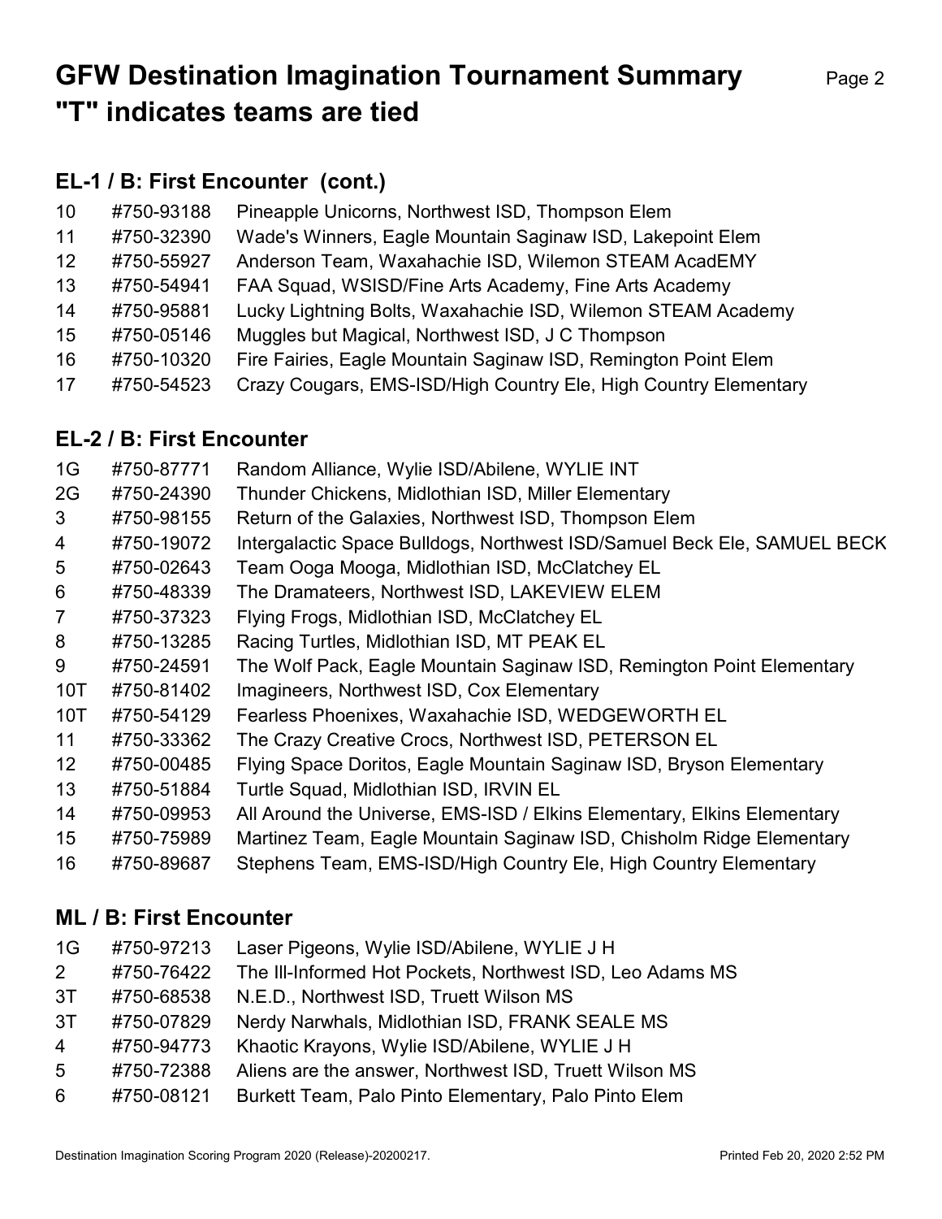# GFW Destination Imagination Tournament Summary
# "T" indicates teams are tied

## EL-1 / B: First Encounter (cont.)

| | | |
|---|---|---|
| 10 | #750-93188 | Pineapple Unicorns, Northwest ISD, Thompson Elem |
| 11 | #750-32390 | Wade's Winners, Eagle Mountain Saginaw ISD, Lakepoint Elem |
| 12 | #750-55927 | Anderson Team, Waxahachie ISD, Wilemon STEAM AcadEMY |
| 13 | #750-54941 | FAA Squad, WSISD/Fine Arts Academy, Fine Arts Academy |
| 14 | #750-95881 | Lucky Lightning Bolts, Waxahachie ISD, Wilemon STEAM Academy |
| 15 | #750-05146 | Muggles but Magical, Northwest ISD, J C Thompson |
| 16 | #750-10320 | Fire Fairies, Eagle Mountain Saginaw ISD, Remington Point Elem |
| 17 | #750-54523 | Crazy Cougars, EMS-ISD/High Country Ele, High Country Elementary |

## EL-2 / B: First Encounter

| | | |
|---|---|---|
| 1G | #750-87771 | Random Alliance, Wylie ISD/Abilene, WYLIE INT |
| 2G | #750-24390 | Thunder Chickens, Midlothian ISD, Miller Elementary |
| 3 | #750-98155 | Return of the Galaxies, Northwest ISD, Thompson Elem |
| 4 | #750-19072 | Intergalactic Space Bulldogs, Northwest ISD/Samuel Beck Ele, SAMUEL BECK |
| 5 | #750-02643 | Team Ooga Mooga, Midlothian ISD, McClatchey EL |
| 6 | #750-48339 | The Dramateers, Northwest ISD, LAKEVIEW ELEM |
| 7 | #750-37323 | Flying Frogs, Midlothian ISD, McClatchey EL |
| 8 | #750-13285 | Racing Turtles, Midlothian ISD, MT PEAK EL |
| 9 | #750-24591 | The Wolf Pack, Eagle Mountain Saginaw ISD, Remington Point Elementary |
| 10T | #750-81402 | Imagineers, Northwest ISD, Cox Elementary |
| 10T | #750-54129 | Fearless Phoenixes, Waxahachie ISD, WEDGEWORTH EL |
| 11 | #750-33362 | The Crazy Creative Crocs, Northwest ISD, PETERSON EL |
| 12 | #750-00485 | Flying Space Doritos, Eagle Mountain Saginaw ISD, Bryson Elementary |
| 13 | #750-51884 | Turtle Squad, Midlothian ISD, IRVIN EL |
| 14 | #750-09953 | All Around the Universe, EMS-ISD / Elkins Elementary, Elkins Elementary |
| 15 | #750-75989 | Martinez Team, Eagle Mountain Saginaw ISD, Chisholm Ridge Elementary |
| 16 | #750-89687 | Stephens Team, EMS-ISD/High Country Ele, High Country Elementary |

## ML / B: First Encounter

| | | |
|---|---|---|
| 1G | #750-97213 | Laser Pigeons, Wylie ISD/Abilene, WYLIE J H |
| 2 | #750-76422 | The Ill-Informed Hot Pockets, Northwest ISD, Leo Adams MS |
| 3T | #750-68538 | N.E.D., Northwest ISD, Truett Wilson MS |
| 3T | #750-07829 | Nerdy Narwhals, Midlothian ISD, FRANK SEALE MS |
| 4 | #750-94773 | Khaotic Krayons, Wylie ISD/Abilene, WYLIE J H |
| 5 | #750-72388 | Aliens are the answer, Northwest ISD, Truett Wilson MS |
| 6 | #750-08121 | Burkett Team, Palo Pinto Elementary, Palo Pinto Elem |

Destination Imagination Scoring Program 2020 (Release)-20200217. Printed Feb 20, 2020 2:52 PM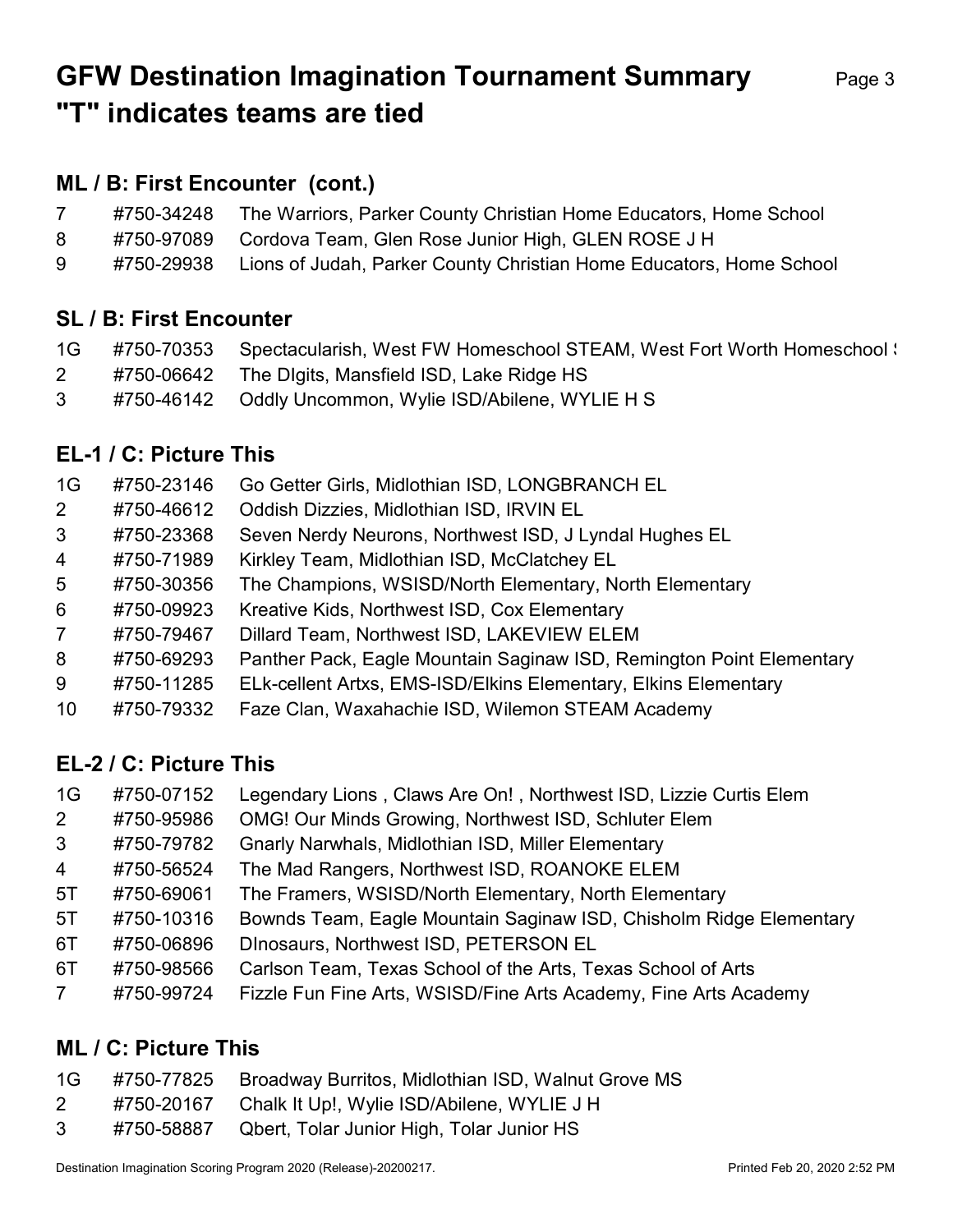# GFW Destination Imagination Tournament Summary
# "T" indicates teams are tied

## ML / B: First Encounter (cont.)

| | | |
|---|---|---|
| 7 | #750-34248 | The Warriors, Parker County Christian Home Educators, Home School |
| 8 | #750-97089 | Cordova Team, Glen Rose Junior High, GLEN ROSE J H |
| 9 | #750-29938 | Lions of Judah, Parker County Christian Home Educators, Home School |

## SL / B: First Encounter

| | | |
|---|---|---|
| 1G | #750-70353 | Spectacularish, West FW Homeschool STEAM, West Fort Worth Homeschool S |
| 2 | #750-06642 | The DIgits, Mansfield ISD, Lake Ridge HS |
| 3 | #750-46142 | Oddly Uncommon, Wylie ISD/Abilene, WYLIE H S |

## EL-1 / C: Picture This

| | | |
|---|---|---|
| 1G | #750-23146 | Go Getter Girls, Midlothian ISD, LONGBRANCH EL |
| 2 | #750-46612 | Oddish Dizzies, Midlothian ISD, IRVIN EL |
| 3 | #750-23368 | Seven Nerdy Neurons, Northwest ISD, J Lyndal Hughes EL |
| 4 | #750-71989 | Kirkley Team, Midlothian ISD, McClatchey EL |
| 5 | #750-30356 | The Champions, WSISD/North Elementary, North Elementary |
| 6 | #750-09923 | Kreative Kids, Northwest ISD, Cox Elementary |
| 7 | #750-79467 | Dillard Team, Northwest ISD, LAKEVIEW ELEM |
| 8 | #750-69293 | Panther Pack, Eagle Mountain Saginaw ISD, Remington Point Elementary |
| 9 | #750-11285 | ELk-cellent Artxs, EMS-ISD/Elkins Elementary, Elkins Elementary |
| 10 | #750-79332 | Faze Clan, Waxahachie ISD, Wilemon STEAM Academy |

## EL-2 / C: Picture This

| | | |
|---|---|---|
| 1G | #750-07152 | Legendary Lions , Claws Are On! , Northwest ISD, Lizzie Curtis Elem |
| 2 | #750-95986 | OMG! Our Minds Growing, Northwest ISD, Schluter Elem |
| 3 | #750-79782 | Gnarly Narwhals, Midlothian ISD, Miller Elementary |
| 4 | #750-56524 | The Mad Rangers, Northwest ISD, ROANOKE ELEM |
| 5T | #750-69061 | The Framers, WSISD/North Elementary, North Elementary |
| 5T | #750-10316 | Bownds Team, Eagle Mountain Saginaw ISD, Chisholm Ridge Elementary |
| 6T | #750-06896 | DInosaurs, Northwest ISD, PETERSON EL |
| 6T | #750-98566 | Carlson Team, Texas School of the Arts, Texas School of Arts |
| 7 | #750-99724 | Fizzle Fun Fine Arts, WSISD/Fine Arts Academy, Fine Arts Academy |

## ML / C: Picture This

| | | |
|---|---|---|
| 1G | #750-77825 | Broadway Burritos, Midlothian ISD, Walnut Grove MS |
| 2 | #750-20167 | Chalk It Up!, Wylie ISD/Abilene, WYLIE J H |
| 3 | #750-58887 | Qbert, Tolar Junior High, Tolar Junior HS |

Destination Imagination Scoring Program 2020 (Release)-20200217. Printed Feb 20, 2020 2:52 PM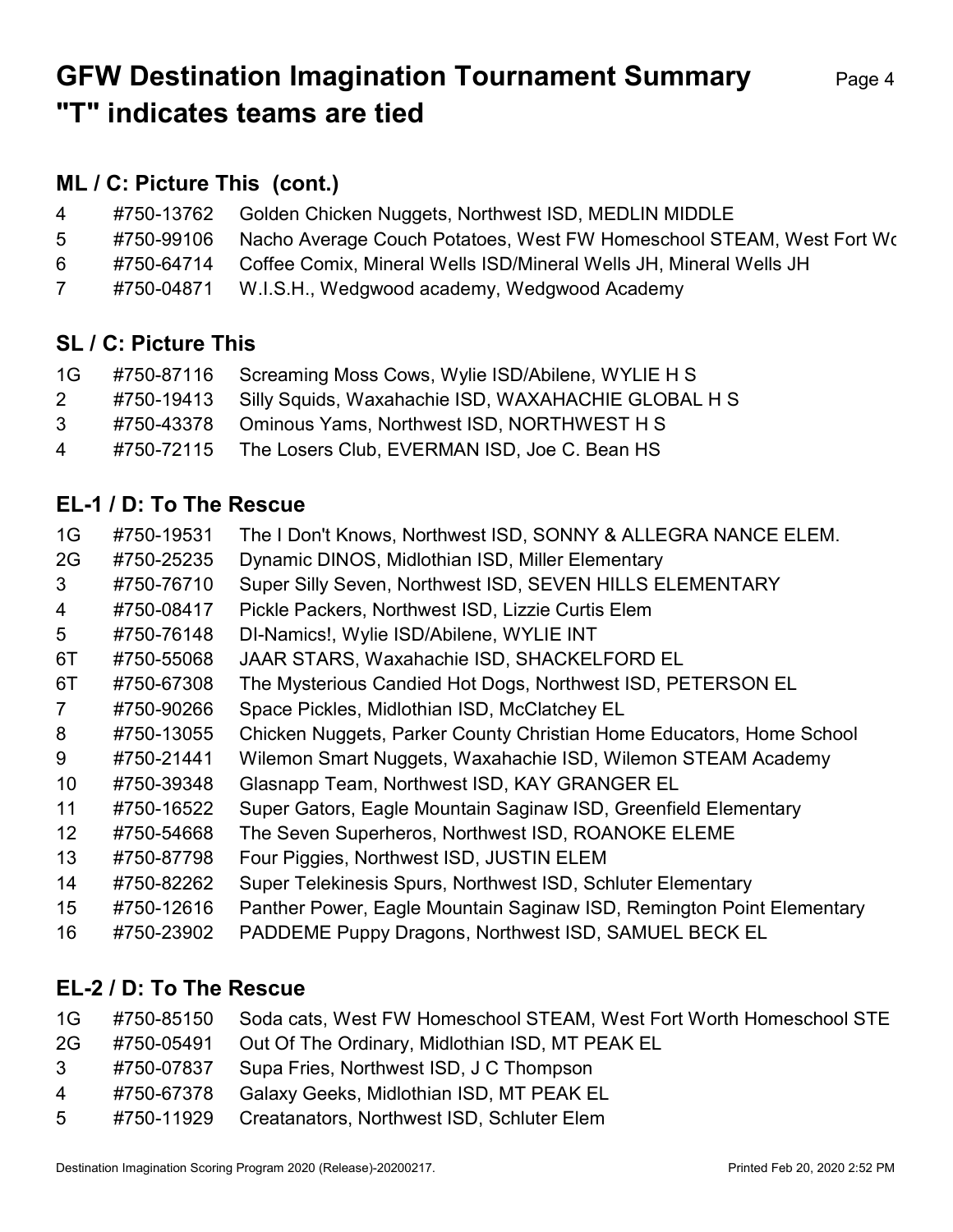# GFW Destination Imagination Tournament Summary
# "T" indicates teams are tied

## ML / C: Picture This (cont.)

| | | |
|---|---|---|
| 4 | #750-13762 | Golden Chicken Nuggets, Northwest ISD, MEDLIN MIDDLE |
| 5 | #750-99106 | Nacho Average Couch Potatoes, West FW Homeschool STEAM, West Fort Wo |
| 6 | #750-64714 | Coffee Comix, Mineral Wells ISD/Mineral Wells JH, Mineral Wells JH |
| 7 | #750-04871 | W.I.S.H., Wedgwood academy, Wedgwood Academy |

## SL / C: Picture This

| | | |
|---|---|---|
| 1G | #750-87116 | Screaming Moss Cows, Wylie ISD/Abilene, WYLIE H S |
| 2 | #750-19413 | Silly Squids, Waxahachie ISD, WAXAHACHIE GLOBAL H S |
| 3 | #750-43378 | Ominous Yams, Northwest ISD, NORTHWEST H S |
| 4 | #750-72115 | The Losers Club, EVERMAN ISD, Joe C. Bean HS |

## EL-1 / D: To The Rescue

| | | |
|---|---|---|
| 1G | #750-19531 | The I Don't Knows, Northwest ISD, SONNY & ALLEGRA NANCE ELEM. |
| 2G | #750-25235 | Dynamic DINOS, Midlothian ISD, Miller Elementary |
| 3 | #750-76710 | Super Silly Seven, Northwest ISD, SEVEN HILLS ELEMENTARY |
| 4 | #750-08417 | Pickle Packers, Northwest ISD, Lizzie Curtis Elem |
| 5 | #750-76148 | DI-Namics!, Wylie ISD/Abilene, WYLIE INT |
| 6T | #750-55068 | JAAR STARS, Waxahachie ISD, SHACKELFORD EL |
| 6T | #750-67308 | The Mysterious Candied Hot Dogs, Northwest ISD, PETERSON EL |
| 7 | #750-90266 | Space Pickles, Midlothian ISD, McClatchey EL |
| 8 | #750-13055 | Chicken Nuggets, Parker County Christian Home Educators, Home School |
| 9 | #750-21441 | Wilemon Smart Nuggets, Waxahachie ISD, Wilemon STEAM Academy |
| 10 | #750-39348 | Glasnapp Team, Northwest ISD, KAY GRANGER EL |
| 11 | #750-16522 | Super Gators, Eagle Mountain Saginaw ISD, Greenfield Elementary |
| 12 | #750-54668 | The Seven Superheros, Northwest ISD, ROANOKE ELEME |
| 13 | #750-87798 | Four Piggies, Northwest ISD, JUSTIN ELEM |
| 14 | #750-82262 | Super Telekinesis Spurs, Northwest ISD, Schluter Elementary |
| 15 | #750-12616 | Panther Power, Eagle Mountain Saginaw ISD, Remington Point Elementary |
| 16 | #750-23902 | PADDEME Puppy Dragons, Northwest ISD, SAMUEL BECK EL |

## EL-2 / D: To The Rescue

| | | |
|---|---|---|
| 1G | #750-85150 | Soda cats, West FW Homeschool STEAM, West Fort Worth Homeschool STE |
| 2G | #750-05491 | Out Of The Ordinary, Midlothian ISD, MT PEAK EL |
| 3 | #750-07837 | Supa Fries, Northwest ISD, J C Thompson |
| 4 | #750-67378 | Galaxy Geeks, Midlothian ISD, MT PEAK EL |
| 5 | #750-11929 | Creatanators, Northwest ISD, Schluter Elem |

Destination Imagination Scoring Program 2020 (Release)-20200217. Printed Feb 20, 2020 2:52 PM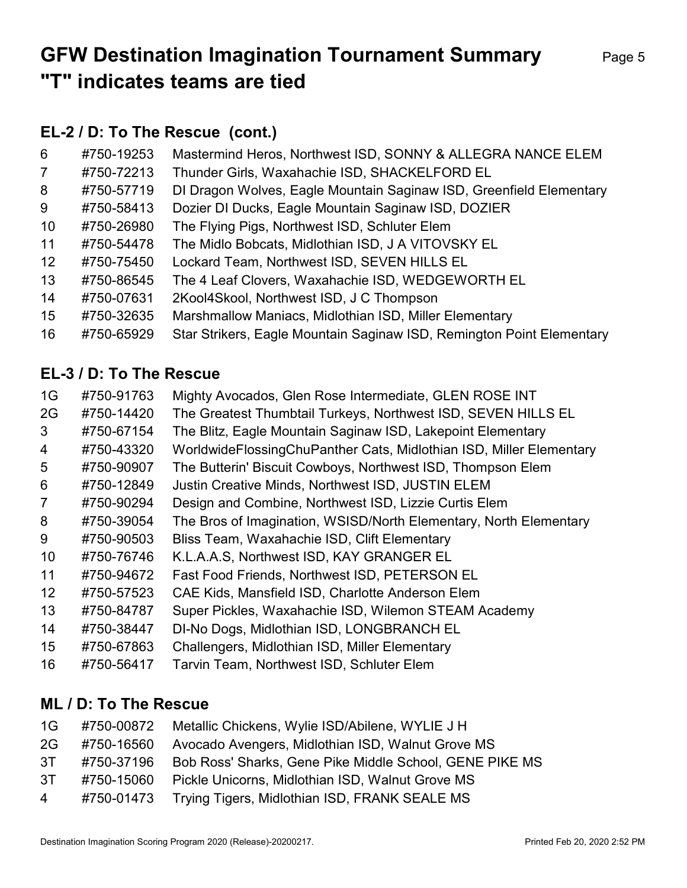# GFW Destination Imagination Tournament Summary
# "T" indicates teams are tied

## EL-2 / D: To The Rescue (cont.)

| | | |
|---|---|---|
| 6 | #750-19253 | Mastermind Heros, Northwest ISD, SONNY & ALLEGRA NANCE ELEM |
| 7 | #750-72213 | Thunder Girls, Waxahachie ISD, SHACKELFORD EL |
| 8 | #750-57719 | DI Dragon Wolves, Eagle Mountain Saginaw ISD, Greenfield Elementary |
| 9 | #750-58413 | Dozier DI Ducks, Eagle Mountain Saginaw ISD, DOZIER |
| 10 | #750-26980 | The Flying Pigs, Northwest ISD, Schluter Elem |
| 11 | #750-54478 | The Midlo Bobcats, Midlothian ISD, J A VITOVSKY EL |
| 12 | #750-75450 | Lockard Team, Northwest ISD, SEVEN HILLS EL |
| 13 | #750-86545 | The 4 Leaf Clovers, Waxahachie ISD, WEDGEWORTH EL |
| 14 | #750-07631 | 2Kool4Skool, Northwest ISD, J C Thompson |
| 15 | #750-32635 | Marshmallow Maniacs, Midlothian ISD, Miller Elementary |
| 16 | #750-65929 | Star Strikers, Eagle Mountain Saginaw ISD, Remington Point Elementary |

## EL-3 / D: To The Rescue

| | | |
|---|---|---|
| 1G | #750-91763 | Mighty Avocados, Glen Rose Intermediate, GLEN ROSE INT |
| 2G | #750-14420 | The Greatest Thumbtail Turkeys, Northwest ISD, SEVEN HILLS EL |
| 3 | #750-67154 | The Blitz, Eagle Mountain Saginaw ISD, Lakepoint Elementary |
| 4 | #750-43320 | WorldwideFlossingChuPanther Cats, Midlothian ISD, Miller Elementary |
| 5 | #750-90907 | The Butterin' Biscuit Cowboys, Northwest ISD, Thompson Elem |
| 6 | #750-12849 | Justin Creative Minds, Northwest ISD, JUSTIN ELEM |
| 7 | #750-90294 | Design and Combine, Northwest ISD, Lizzie Curtis Elem |
| 8 | #750-39054 | The Bros of Imagination, WSISD/North Elementary, North Elementary |
| 9 | #750-90503 | Bliss Team, Waxahachie ISD, Clift Elementary |
| 10 | #750-76746 | K.L.A.A.S, Northwest ISD, KAY GRANGER EL |
| 11 | #750-94672 | Fast Food Friends, Northwest ISD, PETERSON EL |
| 12 | #750-57523 | CAE Kids, Mansfield ISD, Charlotte Anderson Elem |
| 13 | #750-84787 | Super Pickles, Waxahachie ISD, Wilemon STEAM Academy |
| 14 | #750-38447 | DI-No Dogs, Midlothian ISD, LONGBRANCH EL |
| 15 | #750-67863 | Challengers, Midlothian ISD, Miller Elementary |
| 16 | #750-56417 | Tarvin Team, Northwest ISD, Schluter Elem |

## ML / D: To The Rescue

| | | |
|---|---|---|
| 1G | #750-00872 | Metallic Chickens, Wylie ISD/Abilene, WYLIE J H |
| 2G | #750-16560 | Avocado Avengers, Midlothian ISD, Walnut Grove MS |
| 3T | #750-37196 | Bob Ross' Sharks, Gene Pike Middle School, GENE PIKE MS |
| 3T | #750-15060 | Pickle Unicorns, Midlothian ISD, Walnut Grove MS |
| 4 | #750-01473 | Trying Tigers, Midlothian ISD, FRANK SEALE MS |

Destination Imagination Scoring Program 2020 (Release)-20200217. Printed Feb 20, 2020 2:52 PM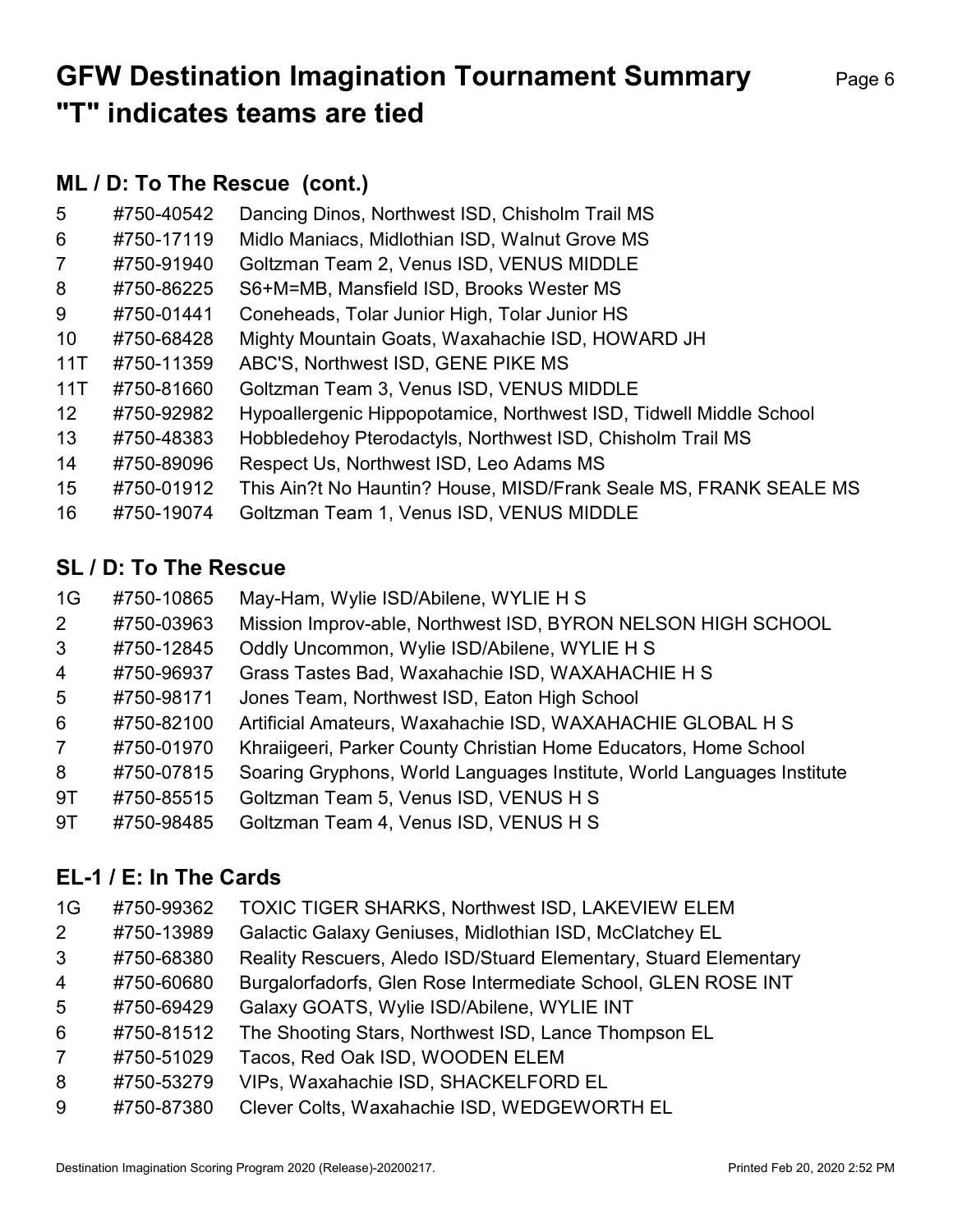# GFW Destination Imagination Tournament Summary
# "T" indicates teams are tied

## ML / D: To The Rescue (cont.)

| | | |
|---|---|---|
| 5 | #750-40542 | Dancing Dinos, Northwest ISD, Chisholm Trail MS |
| 6 | #750-17119 | Midlo Maniacs, Midlothian ISD, Walnut Grove MS |
| 7 | #750-91940 | Goltzman Team 2, Venus ISD, VENUS MIDDLE |
| 8 | #750-86225 | S6+M=MB, Mansfield ISD, Brooks Wester MS |
| 9 | #750-01441 | Coneheads, Tolar Junior High, Tolar Junior HS |
| 10 | #750-68428 | Mighty Mountain Goats, Waxahachie ISD, HOWARD JH |
| 11T | #750-11359 | ABC'S, Northwest ISD, GENE PIKE MS |
| 11T | #750-81660 | Goltzman Team 3, Venus ISD, VENUS MIDDLE |
| 12 | #750-92982 | Hypoallergenic Hippopotamice, Northwest ISD, Tidwell Middle School |
| 13 | #750-48383 | Hobbledehoy Pterodactyls, Northwest ISD, Chisholm Trail MS |
| 14 | #750-89096 | Respect Us, Northwest ISD, Leo Adams MS |
| 15 | #750-01912 | This Ain?t No Hauntin? House, MISD/Frank Seale MS, FRANK SEALE MS |
| 16 | #750-19074 | Goltzman Team 1, Venus ISD, VENUS MIDDLE |

## SL / D: To The Rescue

| | | |
|---|---|---|
| 1G | #750-10865 | May-Ham, Wylie ISD/Abilene, WYLIE H S |
| 2 | #750-03963 | Mission Improv-able, Northwest ISD, BYRON NELSON HIGH SCHOOL |
| 3 | #750-12845 | Oddly Uncommon, Wylie ISD/Abilene, WYLIE H S |
| 4 | #750-96937 | Grass Tastes Bad, Waxahachie ISD, WAXAHACHIE H S |
| 5 | #750-98171 | Jones Team, Northwest ISD, Eaton High School |
| 6 | #750-82100 | Artificial Amateurs, Waxahachie ISD, WAXAHACHIE GLOBAL H S |
| 7 | #750-01970 | Khraiigeeri, Parker County Christian Home Educators, Home School |
| 8 | #750-07815 | Soaring Gryphons, World Languages Institute, World Languages Institute |
| 9T | #750-85515 | Goltzman Team 5, Venus ISD, VENUS H S |
| 9T | #750-98485 | Goltzman Team 4, Venus ISD, VENUS H S |

## EL-1 / E: In The Cards

| | | |
|---|---|---|
| 1G | #750-99362 | TOXIC TIGER SHARKS, Northwest ISD, LAKEVIEW ELEM |
| 2 | #750-13989 | Galactic Galaxy Geniuses, Midlothian ISD, McClatchey EL |
| 3 | #750-68380 | Reality Rescuers, Aledo ISD/Stuard Elementary, Stuard Elementary |
| 4 | #750-60680 | Burgalorfadorfs, Glen Rose Intermediate School, GLEN ROSE INT |
| 5 | #750-69429 | Galaxy GOATS, Wylie ISD/Abilene, WYLIE INT |
| 6 | #750-81512 | The Shooting Stars, Northwest ISD, Lance Thompson EL |
| 7 | #750-51029 | Tacos, Red Oak ISD, WOODEN ELEM |
| 8 | #750-53279 | VIPs, Waxahachie ISD, SHACKELFORD EL |
| 9 | #750-87380 | Clever Colts, Waxahachie ISD, WEDGEWORTH EL |

Destination Imagination Scoring Program 2020 (Release)-20200217. Printed Feb 20, 2020 2:52 PM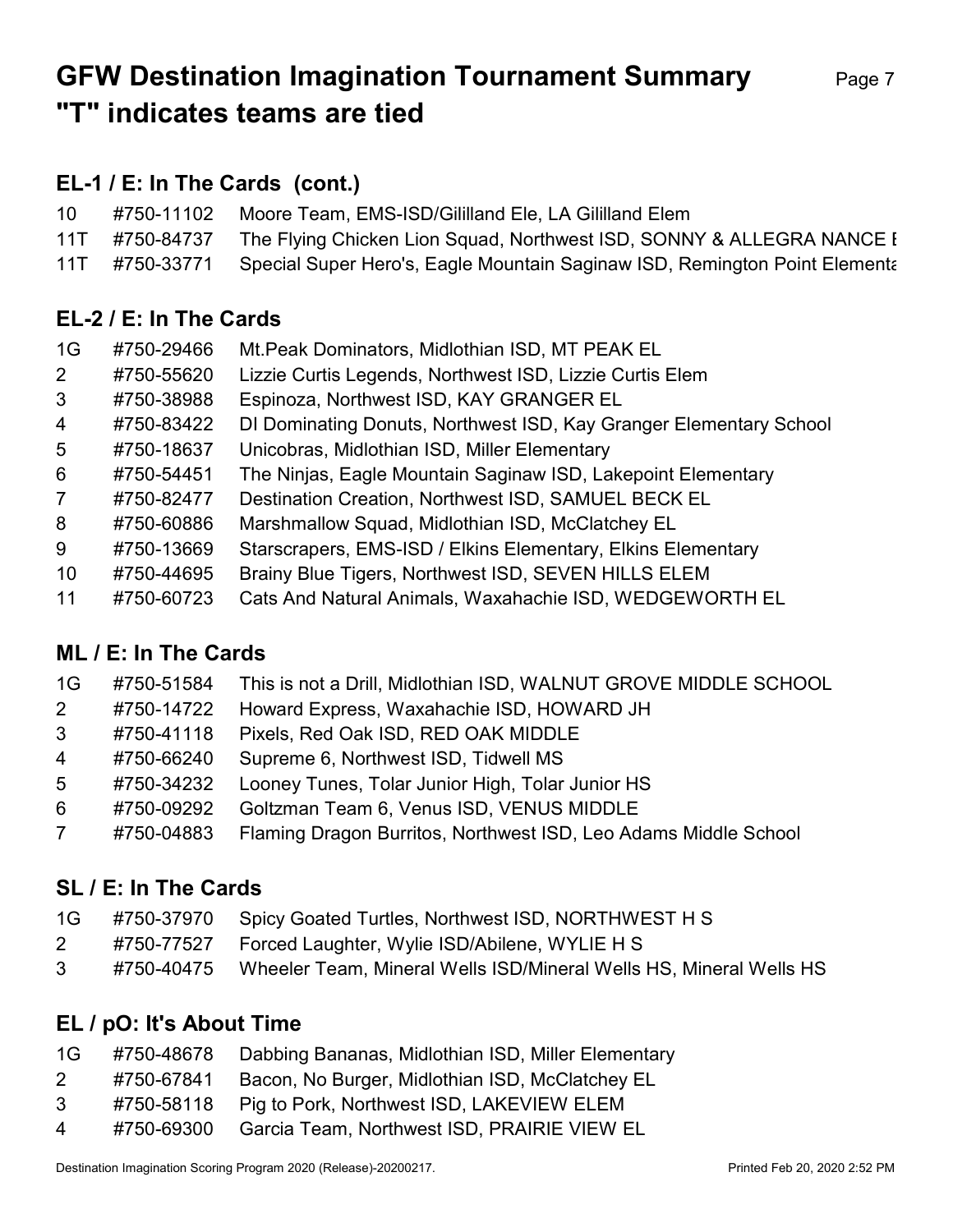# GFW Destination Imagination Tournament Summary
# "T" indicates teams are tied

## EL-1 / E: In The Cards (cont.)

| | | |
|---|---|---|
| 10 | #750-11102 | Moore Team, EMS-ISD/Gililland Ele, LA Gililland Elem |
| 11T | #750-84737 | The Flying Chicken Lion Squad, Northwest ISD, SONNY & ALLEGRA NANCE E |
| 11T | #750-33771 | Special Super Hero's, Eagle Mountain Saginaw ISD, Remington Point Elementa |

## EL-2 / E: In The Cards

| | | |
|---|---|---|
| 1G | #750-29466 | Mt.Peak Dominators, Midlothian ISD, MT PEAK EL |
| 2 | #750-55620 | Lizzie Curtis Legends, Northwest ISD, Lizzie Curtis Elem |
| 3 | #750-38988 | Espinoza, Northwest ISD, KAY GRANGER EL |
| 4 | #750-83422 | DI Dominating Donuts, Northwest ISD, Kay Granger Elementary School |
| 5 | #750-18637 | Unicobras, Midlothian ISD, Miller Elementary |
| 6 | #750-54451 | The Ninjas, Eagle Mountain Saginaw ISD, Lakepoint Elementary |
| 7 | #750-82477 | Destination Creation, Northwest ISD, SAMUEL BECK EL |
| 8 | #750-60886 | Marshmallow Squad, Midlothian ISD, McClatchey EL |
| 9 | #750-13669 | Starscrapers, EMS-ISD / Elkins Elementary, Elkins Elementary |
| 10 | #750-44695 | Brainy Blue Tigers, Northwest ISD, SEVEN HILLS ELEM |
| 11 | #750-60723 | Cats And Natural Animals, Waxahachie ISD, WEDGEWORTH EL |

## ML / E: In The Cards

| | | |
|---|---|---|
| 1G | #750-51584 | This is not a Drill, Midlothian ISD, WALNUT GROVE MIDDLE SCHOOL |
| 2 | #750-14722 | Howard Express, Waxahachie ISD, HOWARD JH |
| 3 | #750-41118 | Pixels, Red Oak ISD, RED OAK MIDDLE |
| 4 | #750-66240 | Supreme 6, Northwest ISD, Tidwell MS |
| 5 | #750-34232 | Looney Tunes, Tolar Junior High, Tolar Junior HS |
| 6 | #750-09292 | Goltzman Team 6, Venus ISD, VENUS MIDDLE |
| 7 | #750-04883 | Flaming Dragon Burritos, Northwest ISD, Leo Adams Middle School |

## SL / E: In The Cards

| | | |
|---|---|---|
| 1G | #750-37970 | Spicy Goated Turtles, Northwest ISD, NORTHWEST H S |
| 2 | #750-77527 | Forced Laughter, Wylie ISD/Abilene, WYLIE H S |
| 3 | #750-40475 | Wheeler Team, Mineral Wells ISD/Mineral Wells HS, Mineral Wells HS |

## EL / pO: It's About Time

| | | |
|---|---|---|
| 1G | #750-48678 | Dabbing Bananas, Midlothian ISD, Miller Elementary |
| 2 | #750-67841 | Bacon, No Burger, Midlothian ISD, McClatchey EL |
| 3 | #750-58118 | Pig to Pork, Northwest ISD, LAKEVIEW ELEM |
| 4 | #750-69300 | Garcia Team, Northwest ISD, PRAIRIE VIEW EL |

Destination Imagination Scoring Program 2020 (Release)-20200217. Printed Feb 20, 2020 2:52 PM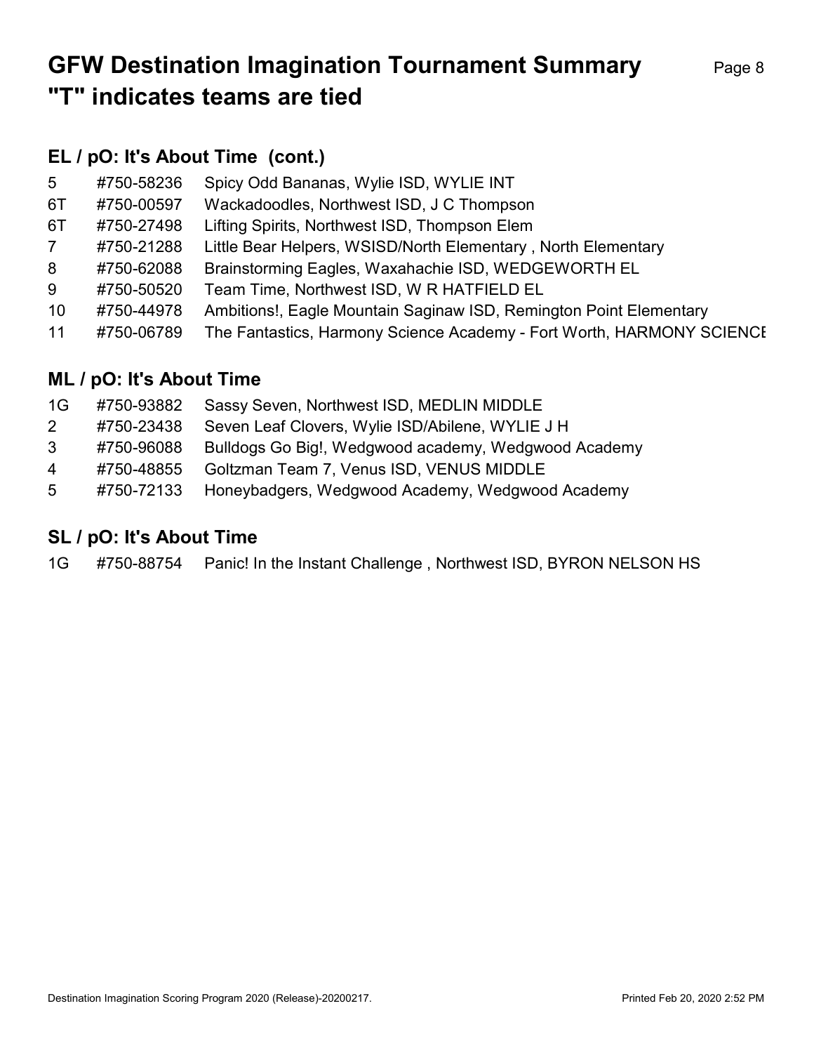# GFW Destination Imagination Tournament Summary
# "T" indicates teams are tied

## EL / pO: It's About Time (cont.)

| | | |
|---|---|---|
| 5 | #750-58236 | Spicy Odd Bananas, Wylie ISD, WYLIE INT |
| 6T | #750-00597 | Wackadoodles, Northwest ISD, J C Thompson |
| 6T | #750-27498 | Lifting Spirits, Northwest ISD, Thompson Elem |
| 7 | #750-21288 | Little Bear Helpers, WSISD/North Elementary , North Elementary |
| 8 | #750-62088 | Brainstorming Eagles, Waxahachie ISD, WEDGEWORTH EL |
| 9 | #750-50520 | Team Time, Northwest ISD, W R HATFIELD EL |
| 10 | #750-44978 | Ambitions!, Eagle Mountain Saginaw ISD, Remington Point Elementary |
| 11 | #750-06789 | The Fantastics, Harmony Science Academy - Fort Worth, HARMONY SCIENCE |

## ML / pO: It's About Time

| | | |
|---|---|---|
| 1G | #750-93882 | Sassy Seven, Northwest ISD, MEDLIN MIDDLE |
| 2 | #750-23438 | Seven Leaf Clovers, Wylie ISD/Abilene, WYLIE J H |
| 3 | #750-96088 | Bulldogs Go Big!, Wedgwood academy, Wedgwood Academy |
| 4 | #750-48855 | Goltzman Team 7, Venus ISD, VENUS MIDDLE |
| 5 | #750-72133 | Honeybadgers, Wedgwood Academy, Wedgwood Academy |

## SL / pO: It's About Time

| | | |
|---|---|---|
| 1G | #750-88754 | Panic! In the Instant Challenge , Northwest ISD, BYRON NELSON HS |

Destination Imagination Scoring Program 2020 (Release)-20200217.

Printed Feb 20, 2020 2:52 PM